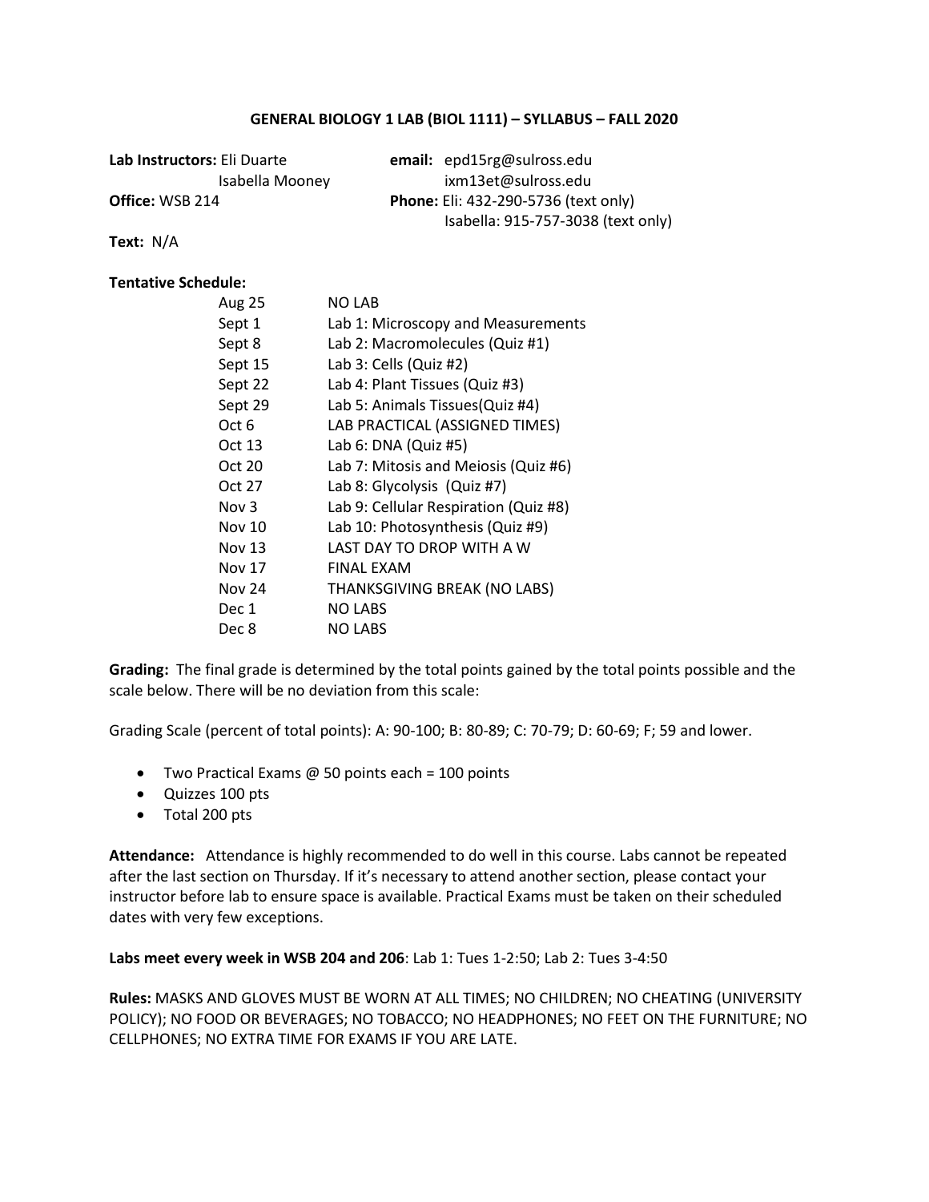# GENERAL BIOLOGY 1 LAB (BIOL 1111) – SYLLABUS – FALL 2020

**Lab Instructors:** Eli Duarte
Isabella Mooney

**email:** epd15rg@sulross.edu
ixm13et@sulross.edu

**Office:** WSB 214

**Phone:** Eli: 432-290-5736 (text only)
Isabella: 915-757-3038 (text only)

**Text:** N/A

**Tentative Schedule:**

| | |
|---|---|
| Aug 25 | NO LAB |
| Sept 1 | Lab 1: Microscopy and Measurements |
| Sept 8 | Lab 2: Macromolecules (Quiz #1) |
| Sept 15 | Lab 3: Cells (Quiz #2) |
| Sept 22 | Lab 4: Plant Tissues (Quiz #3) |
| Sept 29 | Lab 5: Animals Tissues(Quiz #4) |
| Oct 6 | LAB PRACTICAL (ASSIGNED TIMES) |
| Oct 13 | Lab 6: DNA (Quiz #5) |
| Oct 20 | Lab 7: Mitosis and Meiosis (Quiz #6) |
| Oct 27 | Lab 8: Glycolysis (Quiz #7) |
| Nov 3 | Lab 9: Cellular Respiration (Quiz #8) |
| Nov 10 | Lab 10: Photosynthesis (Quiz #9) |
| Nov 13 | LAST DAY TO DROP WITH A W |
| Nov 17 | FINAL EXAM |
| Nov 24 | THANKSGIVING BREAK (NO LABS) |
| Dec 1 | NO LABS |
| Dec 8 | NO LABS |

**Grading:** The final grade is determined by the total points gained by the total points possible and the scale below. There will be no deviation from this scale:

Grading Scale (percent of total points): A: 90-100; B: 80-89; C: 70-79; D: 60-69; F; 59 and lower.

- Two Practical Exams @ 50 points each = 100 points
- Quizzes 100 pts
- Total 200 pts

**Attendance:** Attendance is highly recommended to do well in this course. Labs cannot be repeated after the last section on Thursday. If it's necessary to attend another section, please contact your instructor before lab to ensure space is available. Practical Exams must be taken on their scheduled dates with very few exceptions.

**Labs meet every week in WSB 204 and 206**: Lab 1: Tues 1-2:50; Lab 2: Tues 3-4:50

**Rules:** MASKS AND GLOVES MUST BE WORN AT ALL TIMES; NO CHILDREN; NO CHEATING (UNIVERSITY POLICY); NO FOOD OR BEVERAGES; NO TOBACCO; NO HEADPHONES; NO FEET ON THE FURNITURE; NO CELLPHONES; NO EXTRA TIME FOR EXAMS IF YOU ARE LATE.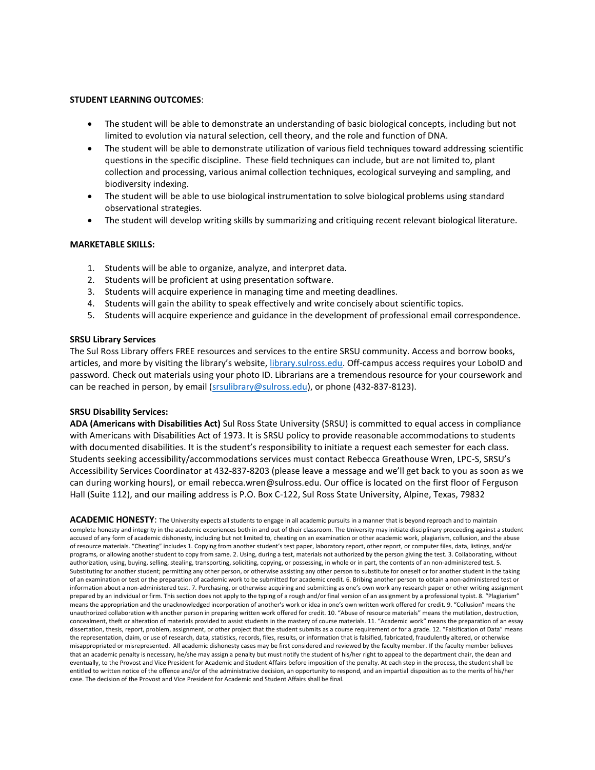**STUDENT LEARNING OUTCOMES**:

- The student will be able to demonstrate an understanding of basic biological concepts, including but not limited to evolution via natural selection, cell theory, and the role and function of DNA.
- The student will be able to demonstrate utilization of various field techniques toward addressing scientific questions in the specific discipline. These field techniques can include, but are not limited to, plant collection and processing, various animal collection techniques, ecological surveying and sampling, and biodiversity indexing.
- The student will be able to use biological instrumentation to solve biological problems using standard observational strategies.
- The student will develop writing skills by summarizing and critiquing recent relevant biological literature.

**MARKETABLE SKILLS:**

1. Students will be able to organize, analyze, and interpret data.
2. Students will be proficient at using presentation software.
3. Students will acquire experience in managing time and meeting deadlines.
4. Students will gain the ability to speak effectively and write concisely about scientific topics.
5. Students will acquire experience and guidance in the development of professional email correspondence.

**SRSU Library Services**

The Sul Ross Library offers FREE resources and services to the entire SRSU community. Access and borrow books, articles, and more by visiting the library's website, [library.sulross.edu](library.sulross.edu). Off-campus access requires your LoboID and password. Check out materials using your photo ID. Librarians are a tremendous resource for your coursework and can be reached in person, by email ([srsulibrary@sulross.edu](mailto:srsulibrary@sulross.edu)), or phone (432-837-8123).

**SRSU Disability Services:**

**ADA (Americans with Disabilities Act)** Sul Ross State University (SRSU) is committed to equal access in compliance with Americans with Disabilities Act of 1973. It is SRSU policy to provide reasonable accommodations to students with documented disabilities. It is the student's responsibility to initiate a request each semester for each class. Students seeking accessibility/accommodations services must contact Rebecca Greathouse Wren, LPC-S, SRSU's Accessibility Services Coordinator at 432-837-8203 (please leave a message and we'll get back to you as soon as we can during working hours), or email rebecca.wren@sulross.edu. Our office is located on the first floor of Ferguson Hall (Suite 112), and our mailing address is P.O. Box C-122, Sul Ross State University, Alpine, Texas, 79832

**ACADEMIC HONESTY**: The University expects all students to engage in all academic pursuits in a manner that is beyond reproach and to maintain complete honesty and integrity in the academic experiences both in and out of their classroom. The University may initiate disciplinary proceeding against a student accused of any form of academic dishonesty, including but not limited to, cheating on an examination or other academic work, plagiarism, collusion, and the abuse of resource materials. "Cheating" includes 1. Copying from another student's test paper, laboratory report, other report, or computer files, data, listings, and/or programs, or allowing another student to copy from same. 2. Using, during a test, materials not authorized by the person giving the test. 3. Collaborating, without authorization, using, buying, selling, stealing, transporting, soliciting, copying, or possessing, in whole or in part, the contents of an non-administered test. 5. Substituting for another student; permitting any other person, or otherwise assisting any other person to substitute for oneself or for another student in the taking of an examination or test or the preparation of academic work to be submitted for academic credit. 6. Bribing another person to obtain a non-administered test or information about a non-administered test. 7. Purchasing, or otherwise acquiring and submitting as one's own work any research paper or other writing assignment prepared by an individual or firm. This section does not apply to the typing of a rough and/or final version of an assignment by a professional typist. 8. "Plagiarism" means the appropriation and the unacknowledged incorporation of another's work or idea in one's own written work offered for credit. 9. "Collusion" means the unauthorized collaboration with another person in preparing written work offered for credit. 10. "Abuse of resource materials" means the mutilation, destruction, concealment, theft or alteration of materials provided to assist students in the mastery of course materials. 11. "Academic work" means the preparation of an essay dissertation, thesis, report, problem, assignment, or other project that the student submits as a course requirement or for a grade. 12. "Falsification of Data" means the representation, claim, or use of research, data, statistics, records, files, results, or information that is falsified, fabricated, fraudulently altered, or otherwise misappropriated or misrepresented. All academic dishonesty cases may be first considered and reviewed by the faculty member. If the faculty member believes that an academic penalty is necessary, he/she may assign a penalty but must notify the student of his/her right to appeal to the department chair, the dean and eventually, to the Provost and Vice President for Academic and Student Affairs before imposition of the penalty. At each step in the process, the student shall be entitled to written notice of the offence and/or of the administrative decision, an opportunity to respond, and an impartial disposition as to the merits of his/her case. The decision of the Provost and Vice President for Academic and Student Affairs shall be final.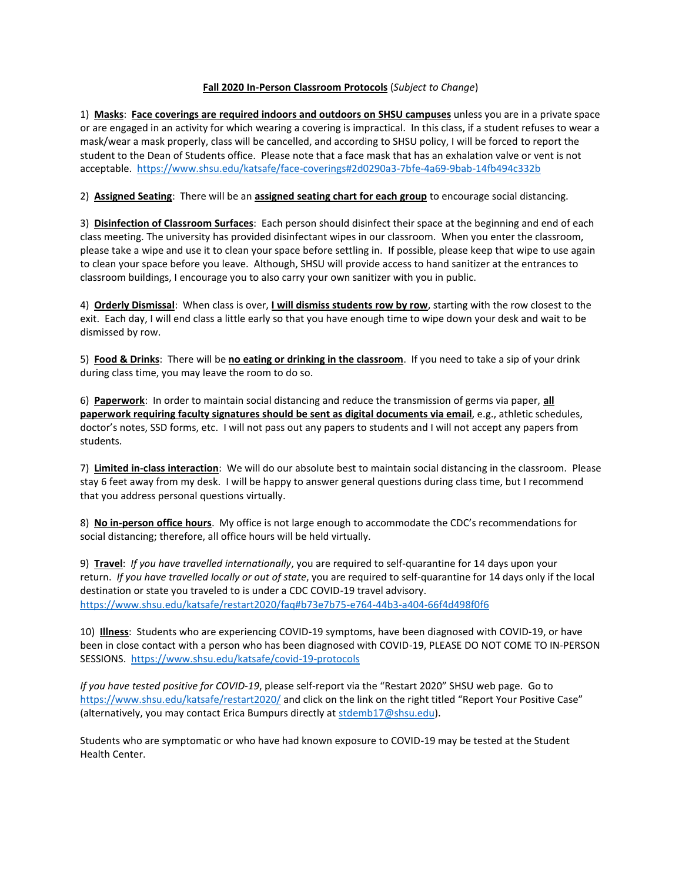**Fall 2020 In-Person Classroom Protocols** (*Subject to Change*)

1) **Masks**: **Face coverings are required indoors and outdoors on SHSU campuses** unless you are in a private space or are engaged in an activity for which wearing a covering is impractical. In this class, if a student refuses to wear a mask/wear a mask properly, class will be cancelled, and according to SHSU policy, I will be forced to report the student to the Dean of Students office. Please note that a face mask that has an exhalation valve or vent is not acceptable. https://www.shsu.edu/katsafe/face-coverings#2d0290a3-7bfe-4a69-9bab-14fb494c332b

2) **Assigned Seating**: There will be an **assigned seating chart for each group** to encourage social distancing.

3) **Disinfection of Classroom Surfaces**: Each person should disinfect their space at the beginning and end of each class meeting. The university has provided disinfectant wipes in our classroom. When you enter the classroom, please take a wipe and use it to clean your space before settling in. If possible, please keep that wipe to use again to clean your space before you leave. Although, SHSU will provide access to hand sanitizer at the entrances to classroom buildings, I encourage you to also carry your own sanitizer with you in public.

4) **Orderly Dismissal**: When class is over, **I will dismiss students row by row**, starting with the row closest to the exit. Each day, I will end class a little early so that you have enough time to wipe down your desk and wait to be dismissed by row.

5) **Food & Drinks**: There will be **no eating or drinking in the classroom**. If you need to take a sip of your drink during class time, you may leave the room to do so.

6) **Paperwork**: In order to maintain social distancing and reduce the transmission of germs via paper, **all paperwork requiring faculty signatures should be sent as digital documents via email**, e.g., athletic schedules, doctor's notes, SSD forms, etc. I will not pass out any papers to students and I will not accept any papers from students.

7) **Limited in-class interaction**: We will do our absolute best to maintain social distancing in the classroom. Please stay 6 feet away from my desk. I will be happy to answer general questions during class time, but I recommend that you address personal questions virtually.

8) **No in-person office hours**. My office is not large enough to accommodate the CDC's recommendations for social distancing; therefore, all office hours will be held virtually.

9) **Travel**: *If you have travelled internationally*, you are required to self-quarantine for 14 days upon your return. *If you have travelled locally or out of state*, you are required to self-quarantine for 14 days only if the local destination or state you traveled to is under a CDC COVID-19 travel advisory. https://www.shsu.edu/katsafe/restart2020/faq#b73e7b75-e764-44b3-a404-66f4d498f0f6

10) **Illness**: Students who are experiencing COVID-19 symptoms, have been diagnosed with COVID-19, or have been in close contact with a person who has been diagnosed with COVID-19, PLEASE DO NOT COME TO IN-PERSON SESSIONS. https://www.shsu.edu/katsafe/covid-19-protocols

*If you have tested positive for COVID-19*, please self-report via the "Restart 2020" SHSU web page. Go to https://www.shsu.edu/katsafe/restart2020/ and click on the link on the right titled "Report Your Positive Case" (alternatively, you may contact Erica Bumpurs directly at stdemb17@shsu.edu).

Students who are symptomatic or who have had known exposure to COVID-19 may be tested at the Student Health Center.